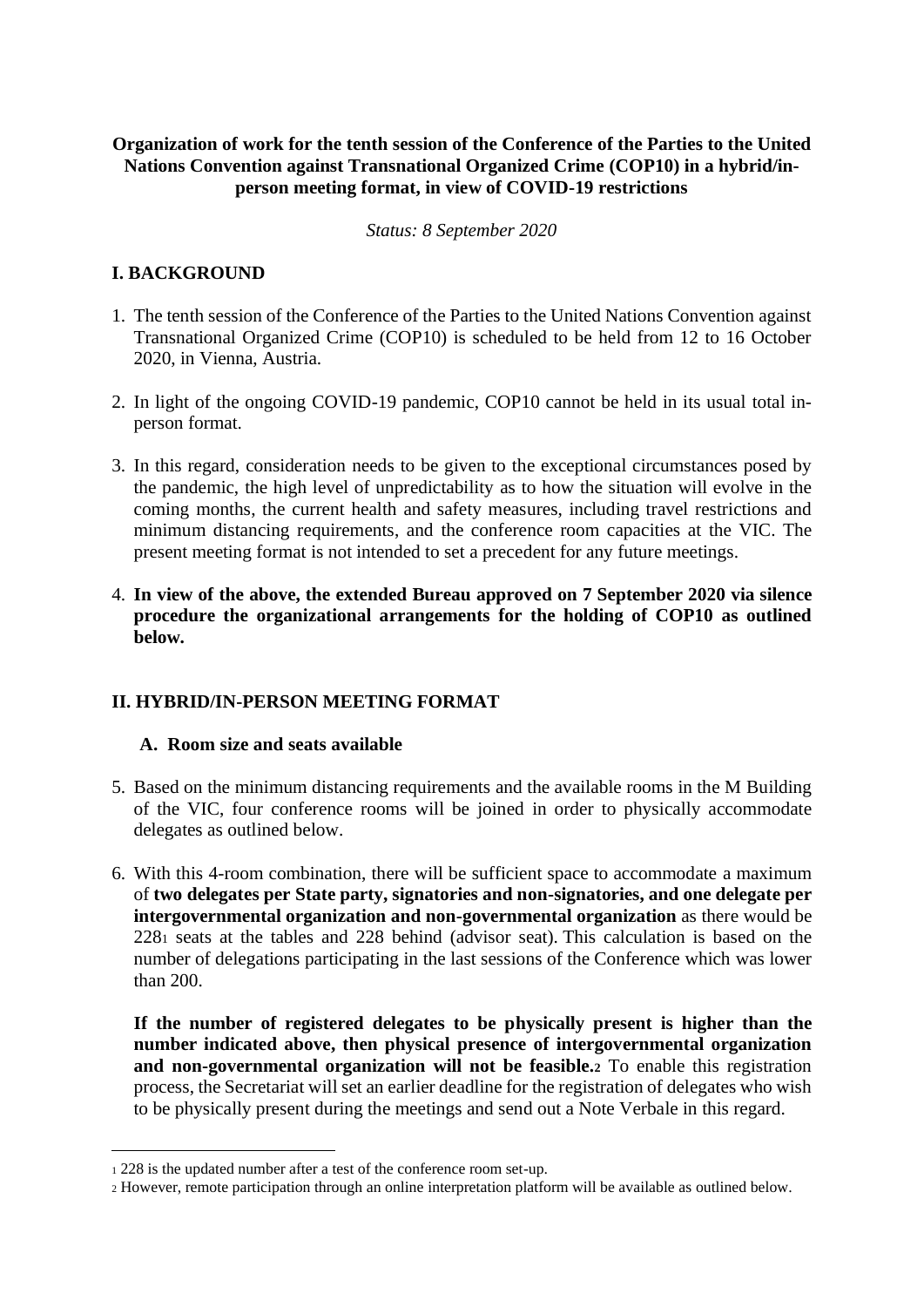**Organization of work for the tenth session of the Conference of the Parties to the United Nations Convention against Transnational Organized Crime (COP10) in a hybrid/in-person meeting format, in view of COVID-19 restrictions**

*Status: 8 September 2020*

## I. BACKGROUND

1. The tenth session of the Conference of the Parties to the United Nations Convention against Transnational Organized Crime (COP10) is scheduled to be held from 12 to 16 October 2020, in Vienna, Austria.

2. In light of the ongoing COVID-19 pandemic, COP10 cannot be held in its usual total in-person format.

3. In this regard, consideration needs to be given to the exceptional circumstances posed by the pandemic, the high level of unpredictability as to how the situation will evolve in the coming months, the current health and safety measures, including travel restrictions and minimum distancing requirements, and the conference room capacities at the VIC. The present meeting format is not intended to set a precedent for any future meetings.

4. **In view of the above, the extended Bureau approved on 7 September 2020 via silence procedure the organizational arrangements for the holding of COP10 as outlined below.**

## II. HYBRID/IN-PERSON MEETING FORMAT

### A. Room size and seats available

5. Based on the minimum distancing requirements and the available rooms in the M Building of the VIC, four conference rooms will be joined in order to physically accommodate delegates as outlined below.

6. With this 4-room combination, there will be sufficient space to accommodate a maximum of **two delegates per State party, signatories and non-signatories, and one delegate per intergovernmental organization and non-governmental organization** as there would be 228[1] seats at the tables and 228 behind (advisor seat). This calculation is based on the number of delegations participating in the last sessions of the Conference which was lower than 200.

   **If the number of registered delegates to be physically present is higher than the number indicated above, then physical presence of intergovernmental organization and non-governmental organization will not be feasible.**[2] To enable this registration process, the Secretariat will set an earlier deadline for the registration of delegates who wish to be physically present during the meetings and send out a Note Verbale in this regard.

---

[1] 228 is the updated number after a test of the conference room set-up.

[2] However, remote participation through an online interpretation platform will be available as outlined below.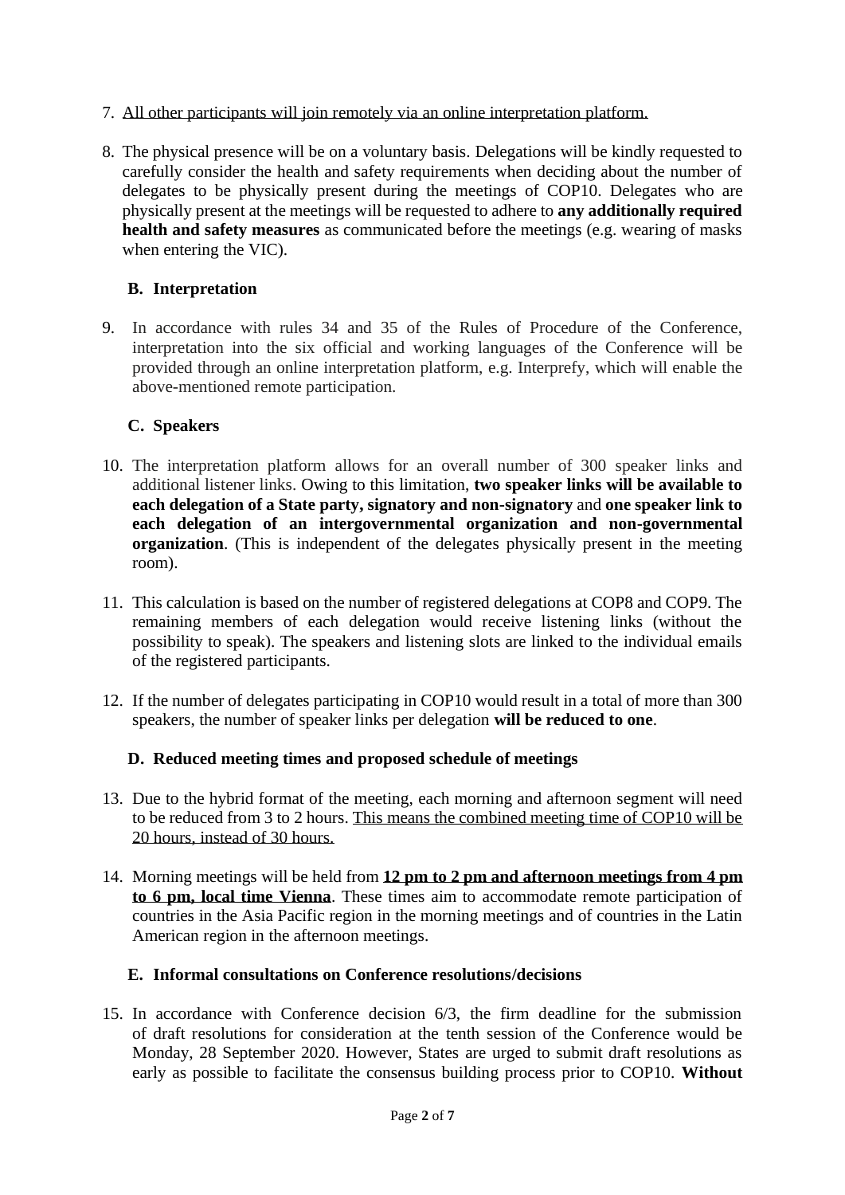7. <u>All other participants will join remotely via an online interpretation platform.</u>

8. The physical presence will be on a voluntary basis. Delegations will be kindly requested to carefully consider the health and safety requirements when deciding about the number of delegates to be physically present during the meetings of COP10. Delegates who are physically present at the meetings will be requested to adhere to **any additionally required health and safety measures** as communicated before the meetings (e.g. wearing of masks when entering the VIC).

### B. Interpretation

9. In accordance with rules 34 and 35 of the Rules of Procedure of the Conference, interpretation into the six official and working languages of the Conference will be provided through an online interpretation platform, e.g. Interprefy, which will enable the above-mentioned remote participation.

### C. Speakers

10. The interpretation platform allows for an overall number of 300 speaker links and additional listener links. Owing to this limitation, **two speaker links will be available to each delegation of a State party, signatory and non-signatory** and **one speaker link to each delegation of an intergovernmental organization and non-governmental organization**. (This is independent of the delegates physically present in the meeting room).

11. This calculation is based on the number of registered delegations at COP8 and COP9. The remaining members of each delegation would receive listening links (without the possibility to speak). The speakers and listening slots are linked to the individual emails of the registered participants.

12. If the number of delegates participating in COP10 would result in a total of more than 300 speakers, the number of speaker links per delegation **will be reduced to one**.

### D. Reduced meeting times and proposed schedule of meetings

13. Due to the hybrid format of the meeting, each morning and afternoon segment will need to be reduced from 3 to 2 hours. <u>This means the combined meeting time of COP10 will be 20 hours, instead of 30 hours.</u>

14. Morning meetings will be held from **<u>12 pm to 2 pm and afternoon meetings from 4 pm to 6 pm, local time Vienna</u>**. These times aim to accommodate remote participation of countries in the Asia Pacific region in the morning meetings and of countries in the Latin American region in the afternoon meetings.

### E. Informal consultations on Conference resolutions/decisions

15. In accordance with Conference decision 6/3, the firm deadline for the submission of draft resolutions for consideration at the tenth session of the Conference would be Monday, 28 September 2020. However, States are urged to submit draft resolutions as early as possible to facilitate the consensus building process prior to COP10. **Without**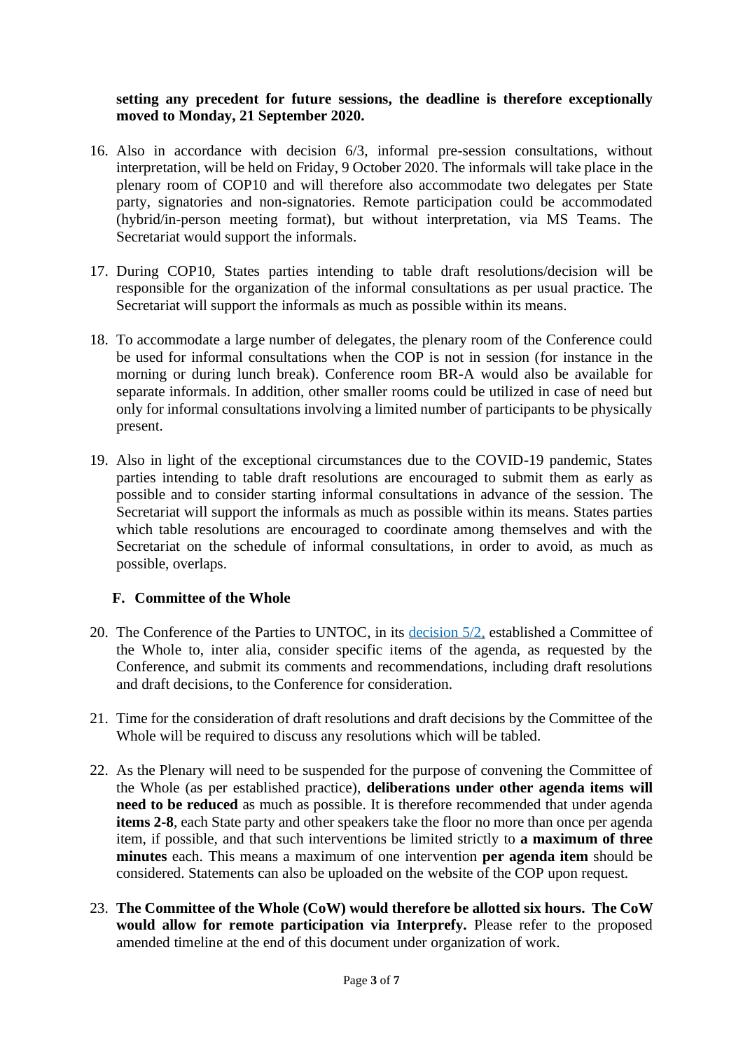**setting any precedent for future sessions, the deadline is therefore exceptionally moved to Monday, 21 September 2020.**

16. Also in accordance with decision 6/3, informal pre-session consultations, without interpretation, will be held on Friday, 9 October 2020. The informals will take place in the plenary room of COP10 and will therefore also accommodate two delegates per State party, signatories and non-signatories. Remote participation could be accommodated (hybrid/in-person meeting format), but without interpretation, via MS Teams. The Secretariat would support the informals.

17. During COP10, States parties intending to table draft resolutions/decision will be responsible for the organization of the informal consultations as per usual practice. The Secretariat will support the informals as much as possible within its means.

18. To accommodate a large number of delegates, the plenary room of the Conference could be used for informal consultations when the COP is not in session (for instance in the morning or during lunch break). Conference room BR-A would also be available for separate informals. In addition, other smaller rooms could be utilized in case of need but only for informal consultations involving a limited number of participants to be physically present.

19. Also in light of the exceptional circumstances due to the COVID-19 pandemic, States parties intending to table draft resolutions are encouraged to submit them as early as possible and to consider starting informal consultations in advance of the session. The Secretariat will support the informals as much as possible within its means. States parties which table resolutions are encouraged to coordinate among themselves and with the Secretariat on the schedule of informal consultations, in order to avoid, as much as possible, overlaps.

### F. Committee of the Whole

20. The Conference of the Parties to UNTOC, in its decision 5/2, established a Committee of the Whole to, inter alia, consider specific items of the agenda, as requested by the Conference, and submit its comments and recommendations, including draft resolutions and draft decisions, to the Conference for consideration.

21. Time for the consideration of draft resolutions and draft decisions by the Committee of the Whole will be required to discuss any resolutions which will be tabled.

22. As the Plenary will need to be suspended for the purpose of convening the Committee of the Whole (as per established practice), **deliberations under other agenda items will need to be reduced** as much as possible. It is therefore recommended that under agenda **items 2-8**, each State party and other speakers take the floor no more than once per agenda item, if possible, and that such interventions be limited strictly to **a maximum of three minutes** each. This means a maximum of one intervention **per agenda item** should be considered. Statements can also be uploaded on the website of the COP upon request.

23. **The Committee of the Whole (CoW) would therefore be allotted six hours. The CoW would allow for remote participation via Interprefy.** Please refer to the proposed amended timeline at the end of this document under organization of work.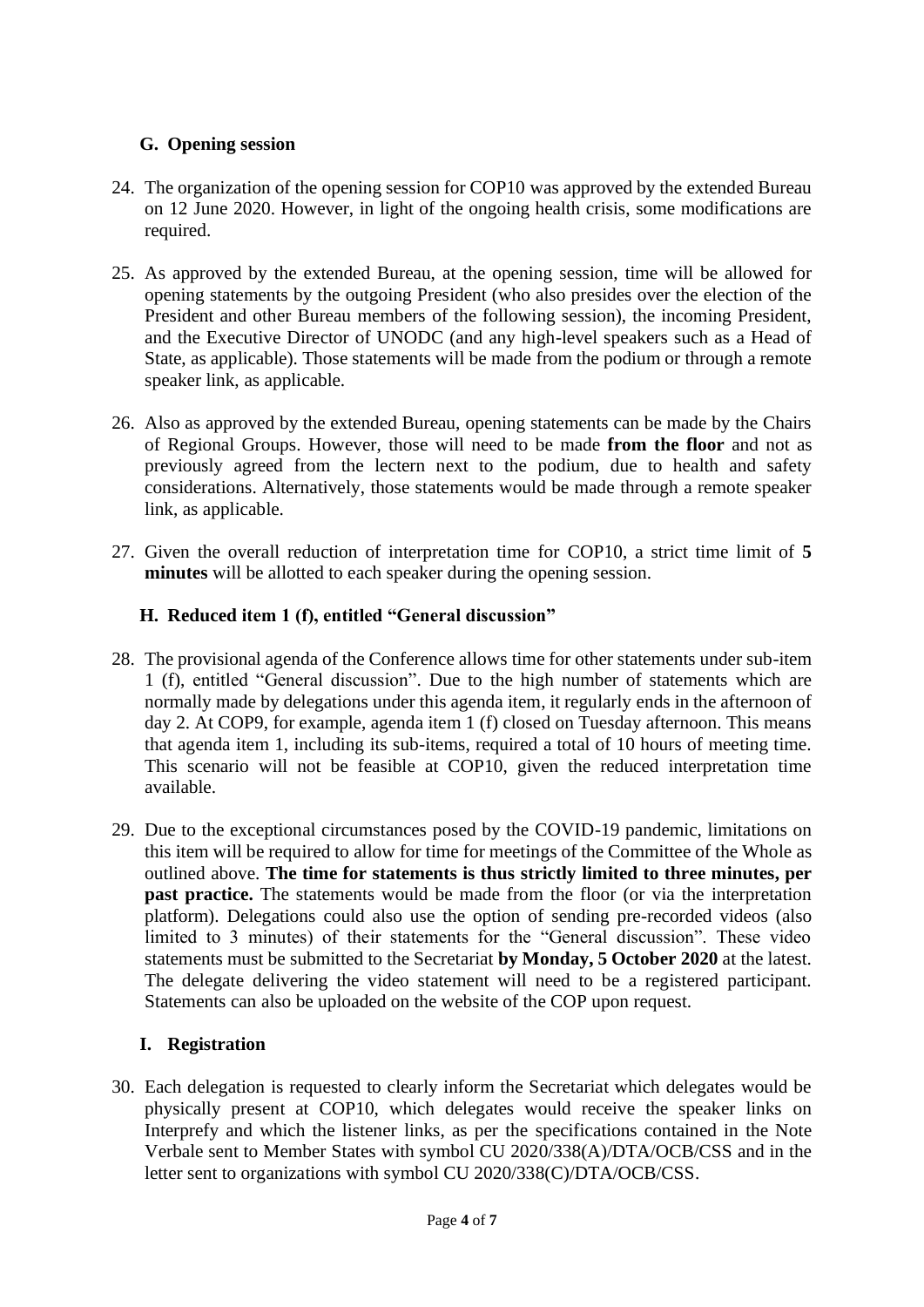## G. Opening session

24. The organization of the opening session for COP10 was approved by the extended Bureau on 12 June 2020. However, in light of the ongoing health crisis, some modifications are required.

25. As approved by the extended Bureau, at the opening session, time will be allowed for opening statements by the outgoing President (who also presides over the election of the President and other Bureau members of the following session), the incoming President, and the Executive Director of UNODC (and any high-level speakers such as a Head of State, as applicable). Those statements will be made from the podium or through a remote speaker link, as applicable.

26. Also as approved by the extended Bureau, opening statements can be made by the Chairs of Regional Groups. However, those will need to be made **from the floor** and not as previously agreed from the lectern next to the podium, due to health and safety considerations. Alternatively, those statements would be made through a remote speaker link, as applicable.

27. Given the overall reduction of interpretation time for COP10, a strict time limit of **5 minutes** will be allotted to each speaker during the opening session.

## H. Reduced item 1 (f), entitled "General discussion"

28. The provisional agenda of the Conference allows time for other statements under sub-item 1 (f), entitled "General discussion". Due to the high number of statements which are normally made by delegations under this agenda item, it regularly ends in the afternoon of day 2. At COP9, for example, agenda item 1 (f) closed on Tuesday afternoon. This means that agenda item 1, including its sub-items, required a total of 10 hours of meeting time. This scenario will not be feasible at COP10, given the reduced interpretation time available.

29. Due to the exceptional circumstances posed by the COVID-19 pandemic, limitations on this item will be required to allow for time for meetings of the Committee of the Whole as outlined above. **The time for statements is thus strictly limited to three minutes, per past practice.** The statements would be made from the floor (or via the interpretation platform). Delegations could also use the option of sending pre-recorded videos (also limited to 3 minutes) of their statements for the "General discussion". These video statements must be submitted to the Secretariat **by Monday, 5 October 2020** at the latest. The delegate delivering the video statement will need to be a registered participant. Statements can also be uploaded on the website of the COP upon request.

## I. Registration

30. Each delegation is requested to clearly inform the Secretariat which delegates would be physically present at COP10, which delegates would receive the speaker links on Interprefy and which the listener links, as per the specifications contained in the Note Verbale sent to Member States with symbol CU 2020/338(A)/DTA/OCB/CSS and in the letter sent to organizations with symbol CU 2020/338(C)/DTA/OCB/CSS.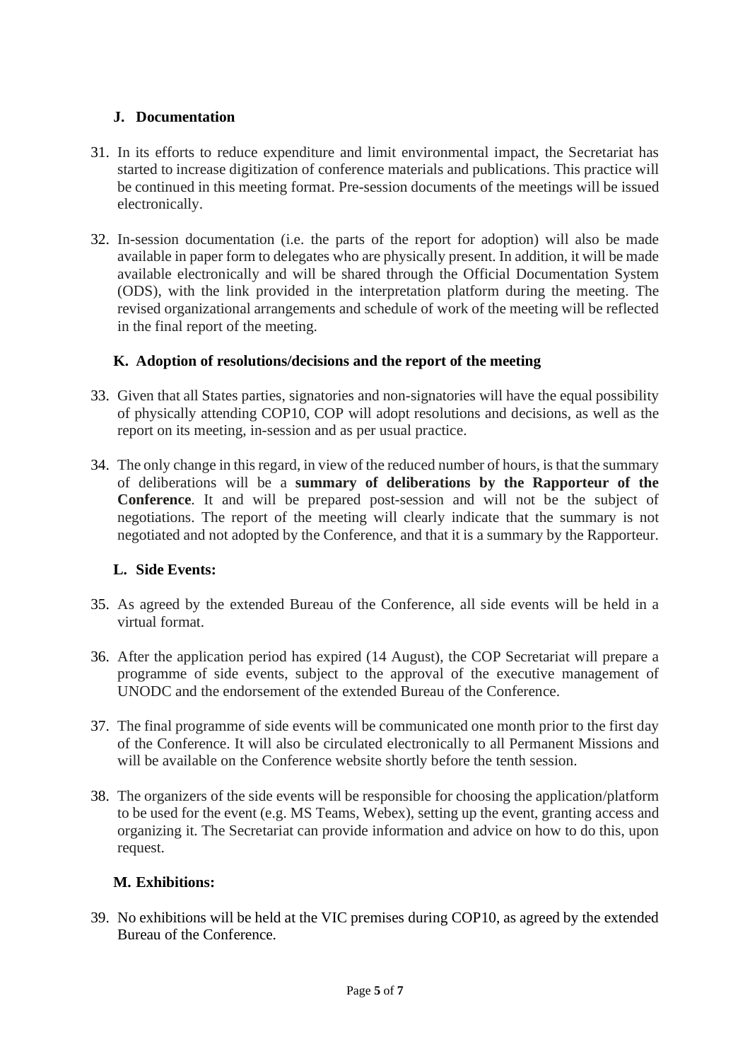### J. Documentation

31. In its efforts to reduce expenditure and limit environmental impact, the Secretariat has started to increase digitization of conference materials and publications. This practice will be continued in this meeting format. Pre-session documents of the meetings will be issued electronically.

32. In-session documentation (i.e. the parts of the report for adoption) will also be made available in paper form to delegates who are physically present. In addition, it will be made available electronically and will be shared through the Official Documentation System (ODS), with the link provided in the interpretation platform during the meeting. The revised organizational arrangements and schedule of work of the meeting will be reflected in the final report of the meeting.

### K. Adoption of resolutions/decisions and the report of the meeting

33. Given that all States parties, signatories and non-signatories will have the equal possibility of physically attending COP10, COP will adopt resolutions and decisions, as well as the report on its meeting, in-session and as per usual practice.

34. The only change in this regard, in view of the reduced number of hours, is that the summary of deliberations will be a **summary of deliberations by the Rapporteur of the Conference**. It and will be prepared post-session and will not be the subject of negotiations. The report of the meeting will clearly indicate that the summary is not negotiated and not adopted by the Conference, and that it is a summary by the Rapporteur.

### L. Side Events:

35. As agreed by the extended Bureau of the Conference, all side events will be held in a virtual format.

36. After the application period has expired (14 August), the COP Secretariat will prepare a programme of side events, subject to the approval of the executive management of UNODC and the endorsement of the extended Bureau of the Conference.

37. The final programme of side events will be communicated one month prior to the first day of the Conference. It will also be circulated electronically to all Permanent Missions and will be available on the Conference website shortly before the tenth session.

38. The organizers of the side events will be responsible for choosing the application/platform to be used for the event (e.g. MS Teams, Webex), setting up the event, granting access and organizing it. The Secretariat can provide information and advice on how to do this, upon request.

### M. Exhibitions:

39. No exhibitions will be held at the VIC premises during COP10, as agreed by the extended Bureau of the Conference.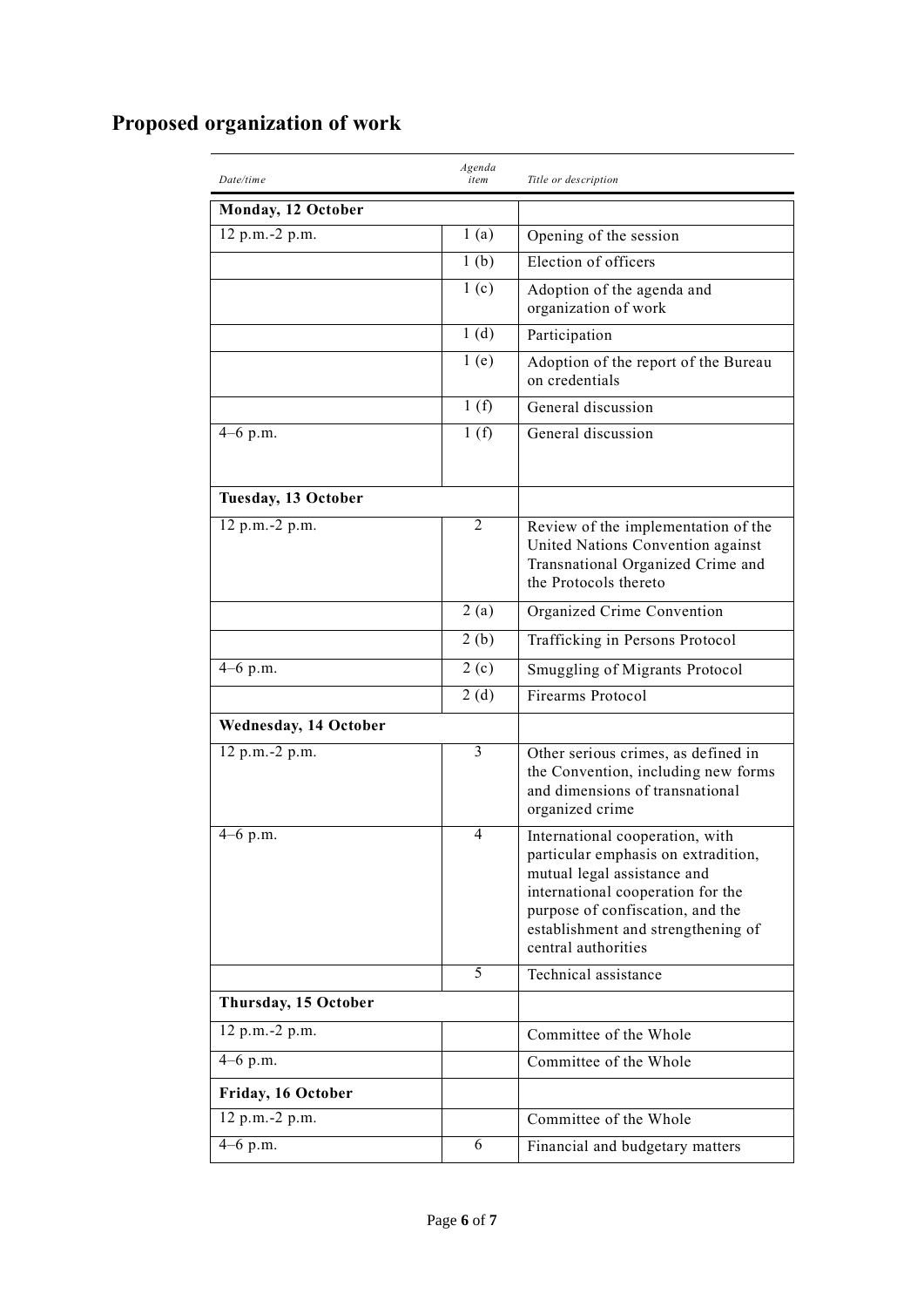## Proposed organization of work

| *Date/time* | *Agenda item* | *Title or description* |
|---|---|---|
| **Monday, 12 October** | | |
| 12 p.m.-2 p.m. | 1 (a) | Opening of the session |
| | 1 (b) | Election of officers |
| | 1 (c) | Adoption of the agenda and organization of work |
| | 1 (d) | Participation |
| | 1 (e) | Adoption of the report of the Bureau on credentials |
| | 1 (f) | General discussion |
| 4–6 p.m. | 1 (f) | General discussion |
| **Tuesday, 13 October** | | |
| 12 p.m.-2 p.m. | 2 | Review of the implementation of the United Nations Convention against Transnational Organized Crime and the Protocols thereto |
| | 2 (a) | Organized Crime Convention |
| | 2 (b) | Trafficking in Persons Protocol |
| 4–6 p.m. | 2 (c) | Smuggling of Migrants Protocol |
| | 2 (d) | Firearms Protocol |
| **Wednesday, 14 October** | | |
| 12 p.m.-2 p.m. | 3 | Other serious crimes, as defined in the Convention, including new forms and dimensions of transnational organized crime |
| 4–6 p.m. | 4 | International cooperation, with particular emphasis on extradition, mutual legal assistance and international cooperation for the purpose of confiscation, and the establishment and strengthening of central authorities |
| | 5 | Technical assistance |
| **Thursday, 15 October** | | |
| 12 p.m.-2 p.m. | | Committee of the Whole |
| 4–6 p.m. | | Committee of the Whole |
| **Friday, 16 October** | | |
| 12 p.m.-2 p.m. | | Committee of the Whole |
| 4–6 p.m. | 6 | Financial and budgetary matters |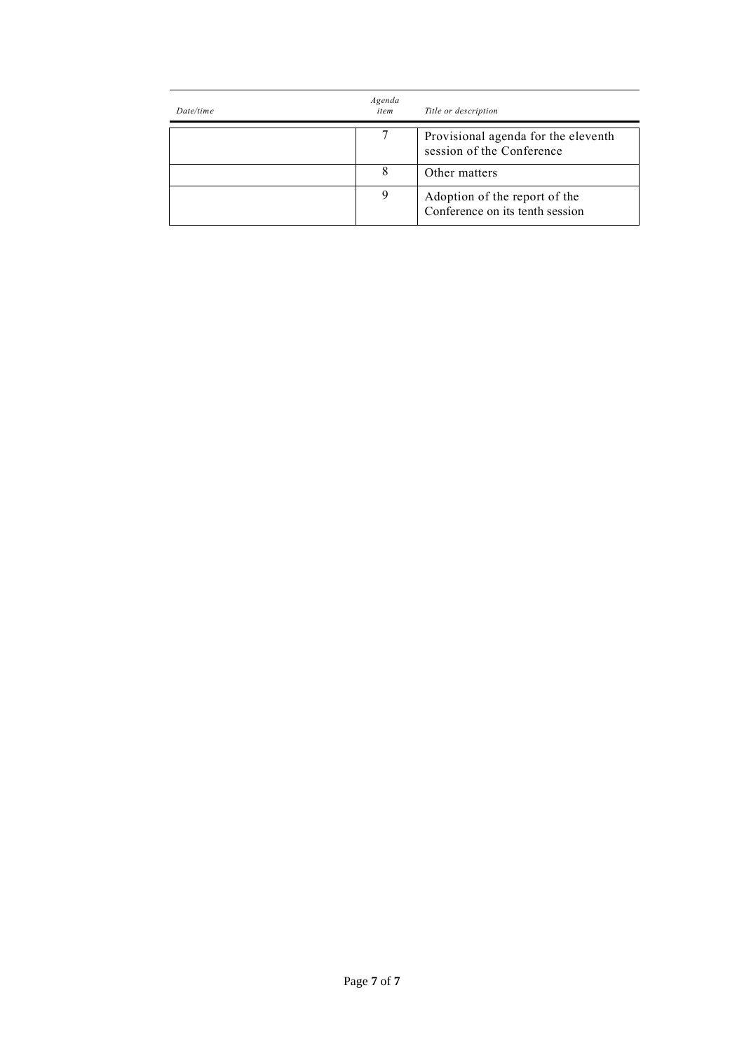| *Date/time* | *Agenda item* | *Title or description* |
|---|---|---|
| | 7 | Provisional agenda for the eleventh session of the Conference |
| | 8 | Other matters |
| | 9 | Adoption of the report of the Conference on its tenth session |